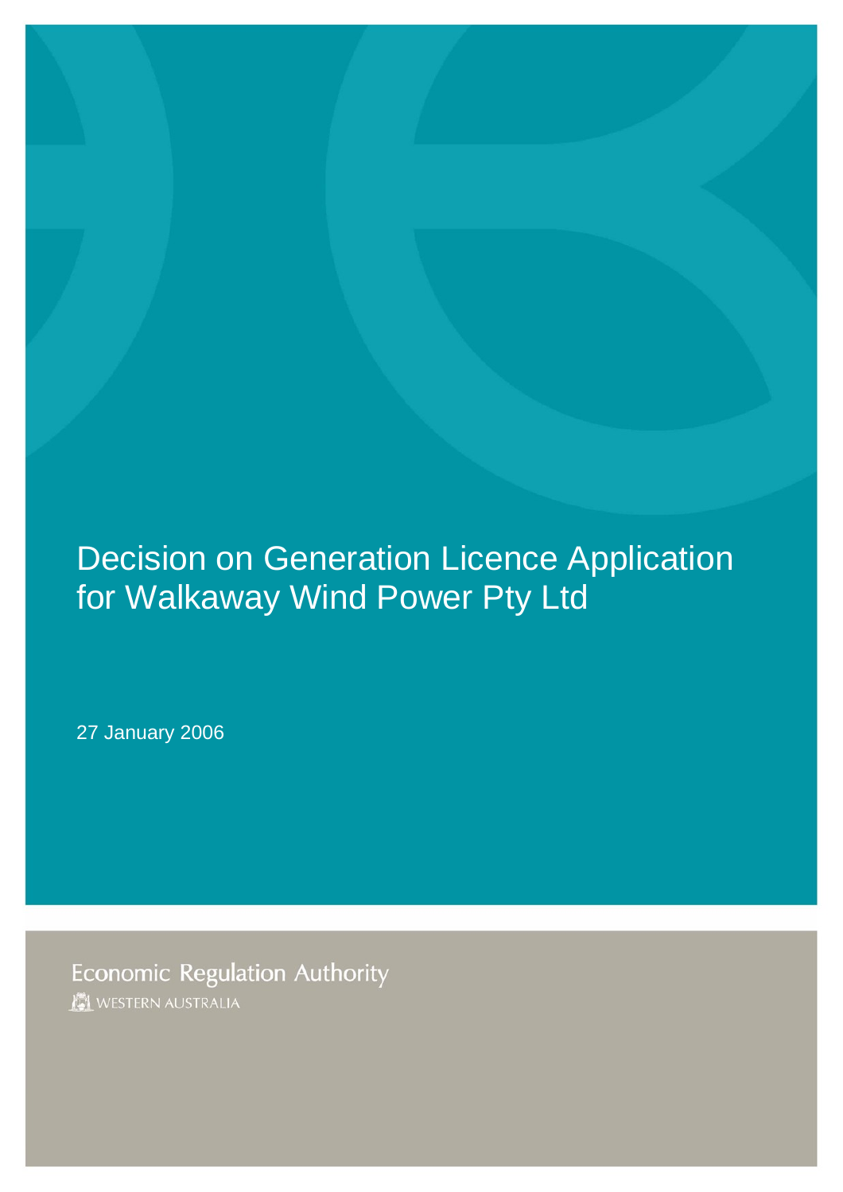# Decision on Generation Licence Application for Walkaway Wind Power Pty Ltd

27 January 2006

Economic Regulation Authority

WESTERN AUSTRALIA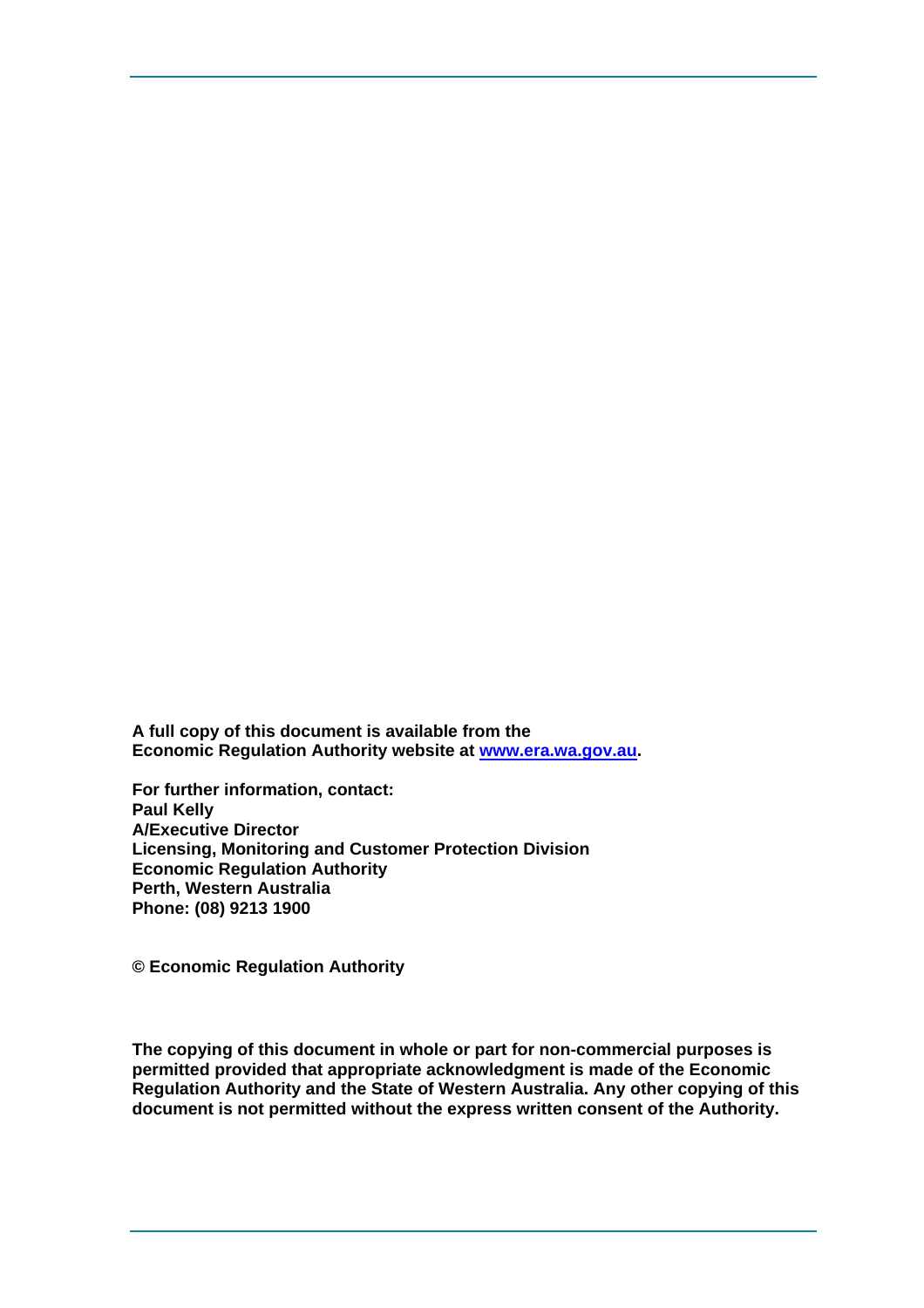**A full copy of this document is available from the Economic Regulation Authority website at [www.era.wa.gov.au](http://www.era.wa.gov.au).**

**For further information, contact:**
**Paul Kelly**
**A/Executive Director**
**Licensing, Monitoring and Customer Protection Division**
**Economic Regulation Authority**
**Perth, Western Australia**
**Phone: (08) 9213 1900**

**© Economic Regulation Authority**

**The copying of this document in whole or part for non-commercial purposes is permitted provided that appropriate acknowledgment is made of the Economic Regulation Authority and the State of Western Australia. Any other copying of this document is not permitted without the express written consent of the Authority.**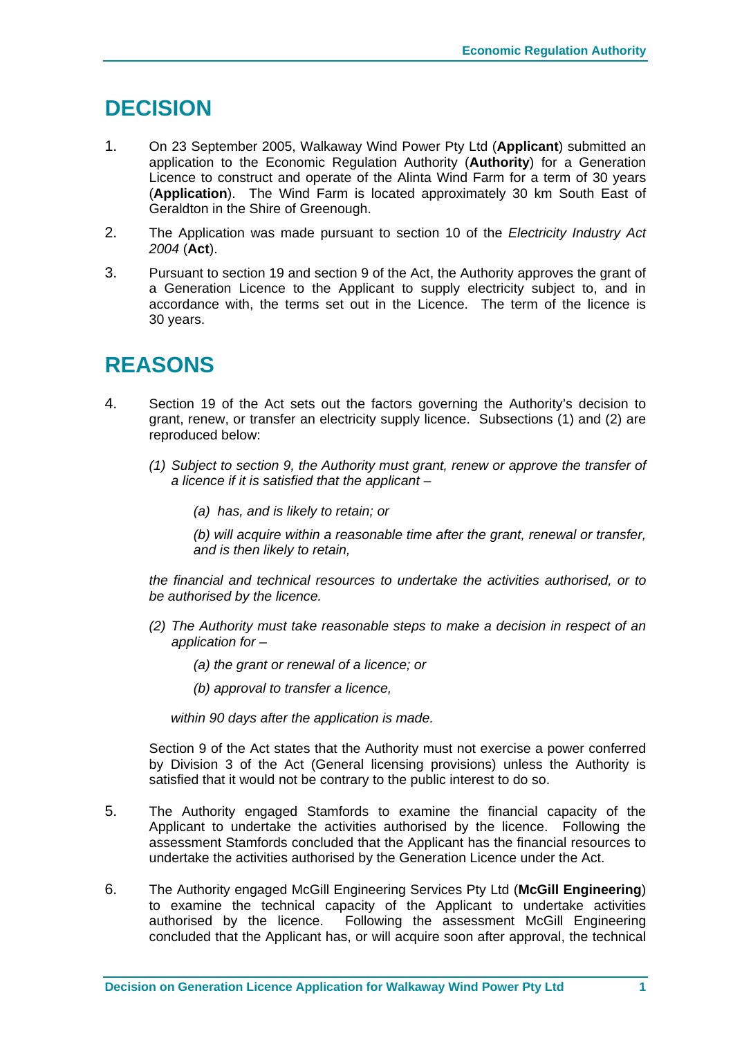# DECISION

1. On 23 September 2005, Walkaway Wind Power Pty Ltd (**Applicant**) submitted an application to the Economic Regulation Authority (**Authority**) for a Generation Licence to construct and operate of the Alinta Wind Farm for a term of 30 years (**Application**). The Wind Farm is located approximately 30 km South East of Geraldton in the Shire of Greenough.

2. The Application was made pursuant to section 10 of the *Electricity Industry Act 2004* (**Act**).

3. Pursuant to section 19 and section 9 of the Act, the Authority approves the grant of a Generation Licence to the Applicant to supply electricity subject to, and in accordance with, the terms set out in the Licence. The term of the licence is 30 years.

# REASONS

4. Section 19 of the Act sets out the factors governing the Authority's decision to grant, renew, or transfer an electricity supply licence. Subsections (1) and (2) are reproduced below:

   *(1) Subject to section 9, the Authority must grant, renew or approve the transfer of a licence if it is satisfied that the applicant –*

   *(a) has, and is likely to retain; or*

   *(b) will acquire within a reasonable time after the grant, renewal or transfer, and is then likely to retain,*

   *the financial and technical resources to undertake the activities authorised, or to be authorised by the licence.*

   *(2) The Authority must take reasonable steps to make a decision in respect of an application for –*

   *(a) the grant or renewal of a licence; or*

   *(b) approval to transfer a licence,*

   *within 90 days after the application is made.*

   Section 9 of the Act states that the Authority must not exercise a power conferred by Division 3 of the Act (General licensing provisions) unless the Authority is satisfied that it would not be contrary to the public interest to do so.

5. The Authority engaged Stamfords to examine the financial capacity of the Applicant to undertake the activities authorised by the licence. Following the assessment Stamfords concluded that the Applicant has the financial resources to undertake the activities authorised by the Generation Licence under the Act.

6. The Authority engaged McGill Engineering Services Pty Ltd (**McGill Engineering**) to examine the technical capacity of the Applicant to undertake activities authorised by the licence. Following the assessment McGill Engineering concluded that the Applicant has, or will acquire soon after approval, the technical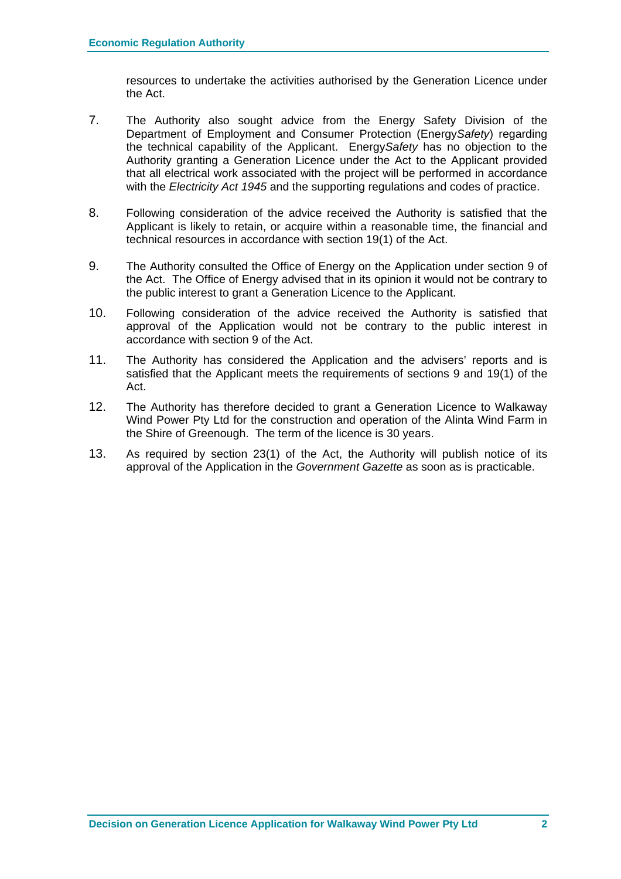resources to undertake the activities authorised by the Generation Licence under the Act.

7. The Authority also sought advice from the Energy Safety Division of the Department of Employment and Consumer Protection (Energy*Safety*) regarding the technical capability of the Applicant. Energy*Safety* has no objection to the Authority granting a Generation Licence under the Act to the Applicant provided that all electrical work associated with the project will be performed in accordance with the *Electricity Act 1945* and the supporting regulations and codes of practice.

8. Following consideration of the advice received the Authority is satisfied that the Applicant is likely to retain, or acquire within a reasonable time, the financial and technical resources in accordance with section 19(1) of the Act.

9. The Authority consulted the Office of Energy on the Application under section 9 of the Act. The Office of Energy advised that in its opinion it would not be contrary to the public interest to grant a Generation Licence to the Applicant.

10. Following consideration of the advice received the Authority is satisfied that approval of the Application would not be contrary to the public interest in accordance with section 9 of the Act.

11. The Authority has considered the Application and the advisers' reports and is satisfied that the Applicant meets the requirements of sections 9 and 19(1) of the Act.

12. The Authority has therefore decided to grant a Generation Licence to Walkaway Wind Power Pty Ltd for the construction and operation of the Alinta Wind Farm in the Shire of Greenough. The term of the licence is 30 years.

13. As required by section 23(1) of the Act, the Authority will publish notice of its approval of the Application in the *Government Gazette* as soon as is practicable.